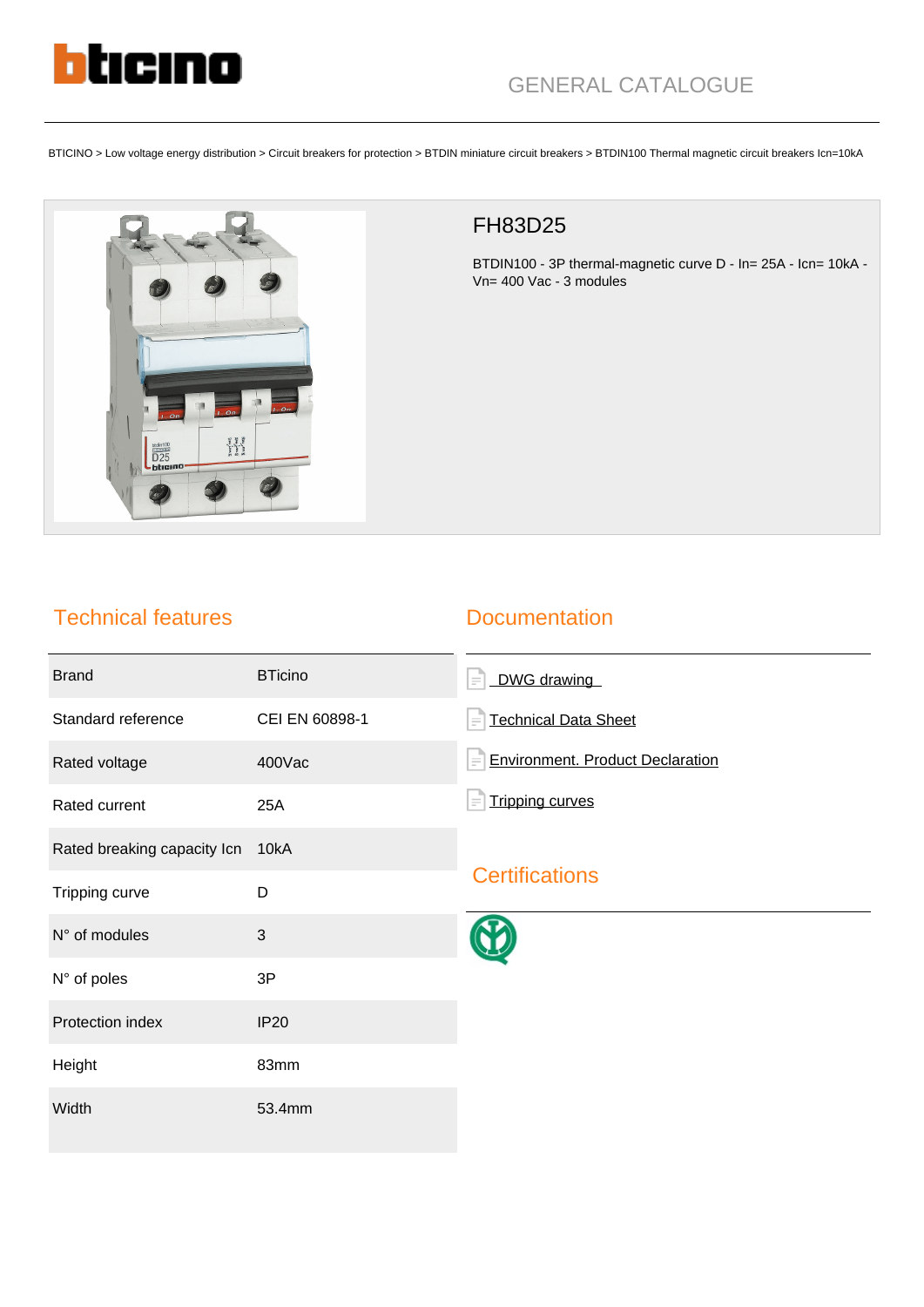GENERAL CATALOGUE

BTICINO > Low voltage energy distribution > Circuit breakers for protection > BTDIN miniature circuit breakers > BTDIN100 Thermal magnetic circuit breakers Icn=10kA

# FH83D25

BTDIN100 - 3P thermal-magnetic curve D - In= 25A - Icn= 10kA - Vn= 400 Vac - 3 modules

## Technical features

| | |
|---|---|
| Brand | BTicino |
| Standard reference | CEI EN 60898-1 |
| Rated voltage | 400Vac |
| Rated current | 25A |
| Rated breaking capacity Icn | 10kA |
| Tripping curve | D |
| N° of modules | 3 |
| N° of poles | 3P |
| Protection index | IP20 |
| Height | 83mm |
| Width | 53.4mm |

## Documentation

- DWG drawing
- Technical Data Sheet
- Environment. Product Declaration
- Tripping curves

## Certifications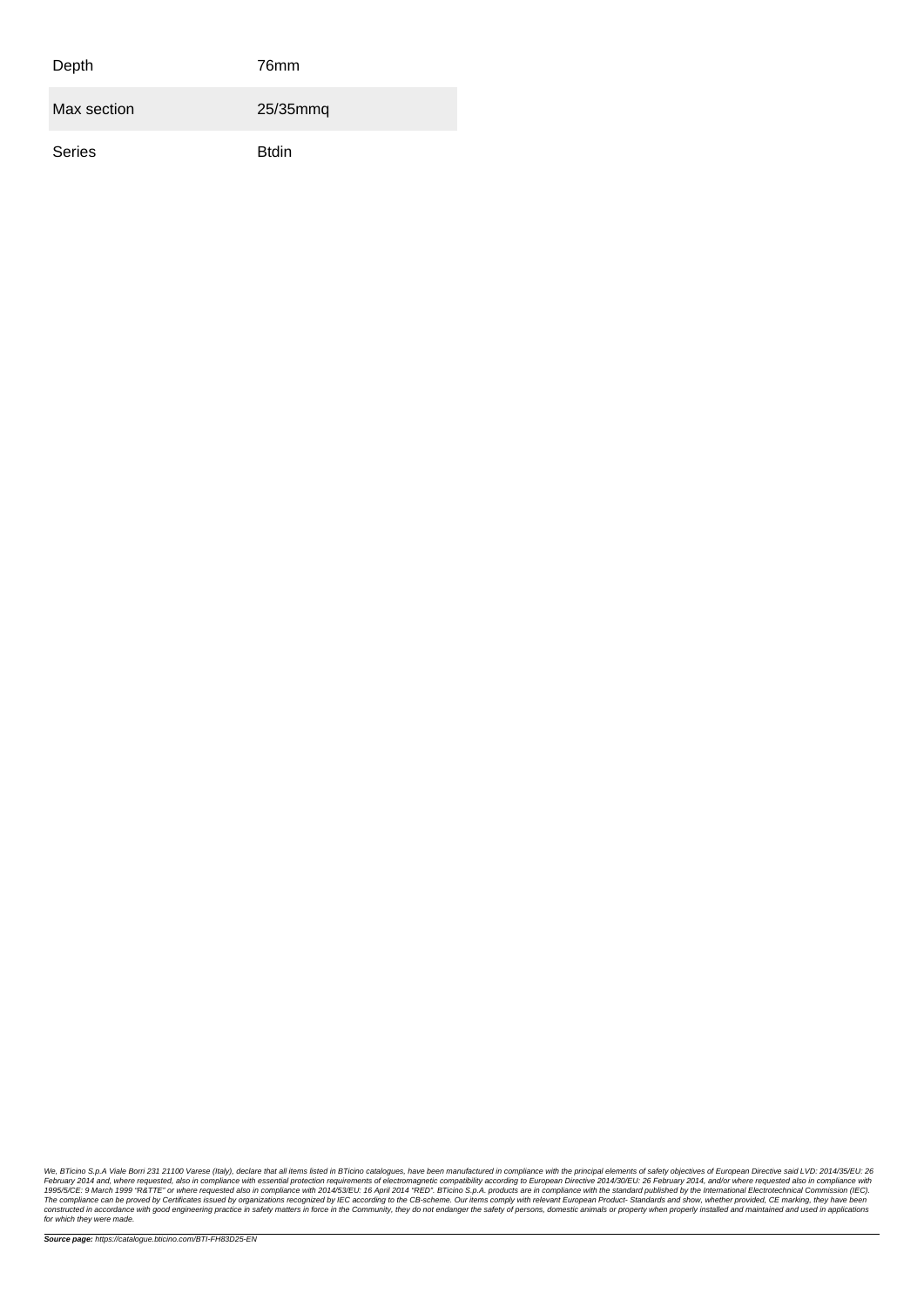| | |
|---|---|
| Depth | 76mm |
| Max section | 25/35mmq |
| Series | Btdin |

*We, BTicino S.p.A Viale Borri 231 21100 Varese (Italy), declare that all items listed in BTicino catalogues, have been manufactured in compliance with the principal elements of safety objectives of European Directive said LVD: 2014/35/EU: 26 February 2014 and, where requested, also in compliance with essential protection requirements of electromagnetic compatibility according to European Directive 2014/30/EU: 26 February 2014, and/or where requested also in compliance with 1995/5/CE: 9 March 1999 "R&TTE" or where requested also in compliance with 2014/53/EU: 16 April 2014 "RED". BTicino S.p.A. products are in compliance with the standard published by the International Electrotechnical Commission (IEC). The compliance can be proved by Certificates issued by organizations recognized by IEC according to the CB-scheme. Our items comply with relevant European Product- Standards and show, whether provided, CE marking, they have been constructed in accordance with good engineering practice in safety matters in force in the Community, they do not endanger the safety of persons, domestic animals or property when properly installed and maintained and used in applications for which they were made.*

***Source page:*** *https://catalogue.bticino.com/BTI-FH83D25-EN*